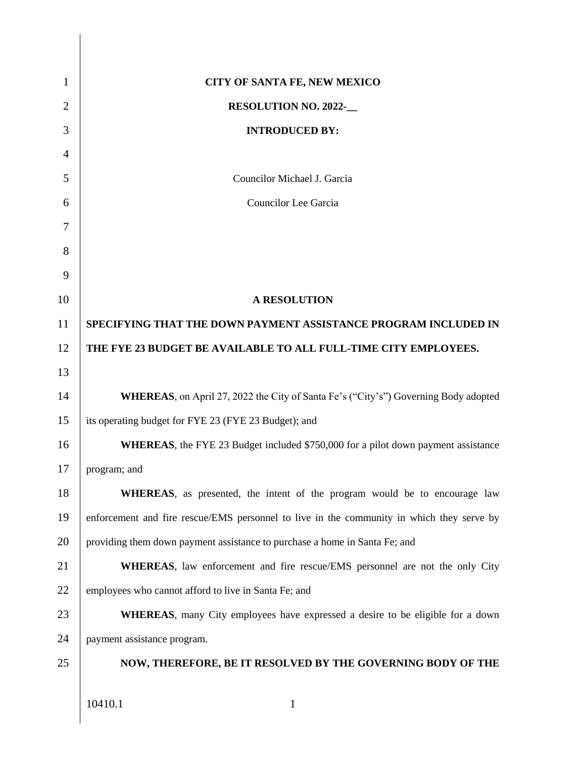**CITY OF SANTA FE, NEW MEXICO**

**RESOLUTION NO. 2022-__**

**INTRODUCED BY:**

Councilor Michael J. Garcia

Councilor Lee Garcia

**A RESOLUTION**

**SPECIFYING THAT THE DOWN PAYMENT ASSISTANCE PROGRAM INCLUDED IN THE FYE 23 BUDGET BE AVAILABLE TO ALL FULL-TIME CITY EMPLOYEES.**

**WHEREAS**, on April 27, 2022 the City of Santa Fe's ("City's") Governing Body adopted its operating budget for FYE 23 (FYE 23 Budget); and

**WHEREAS**, the FYE 23 Budget included $750,000 for a pilot down payment assistance program; and

**WHEREAS**, as presented, the intent of the program would be to encourage law enforcement and fire rescue/EMS personnel to live in the community in which they serve by providing them down payment assistance to purchase a home in Santa Fe; and

**WHEREAS**, law enforcement and fire rescue/EMS personnel are not the only City employees who cannot afford to live in Santa Fe; and

**WHEREAS**, many City employees have expressed a desire to be eligible for a down payment assistance program.

**NOW, THEREFORE, BE IT RESOLVED BY THE GOVERNING BODY OF THE**

10410.1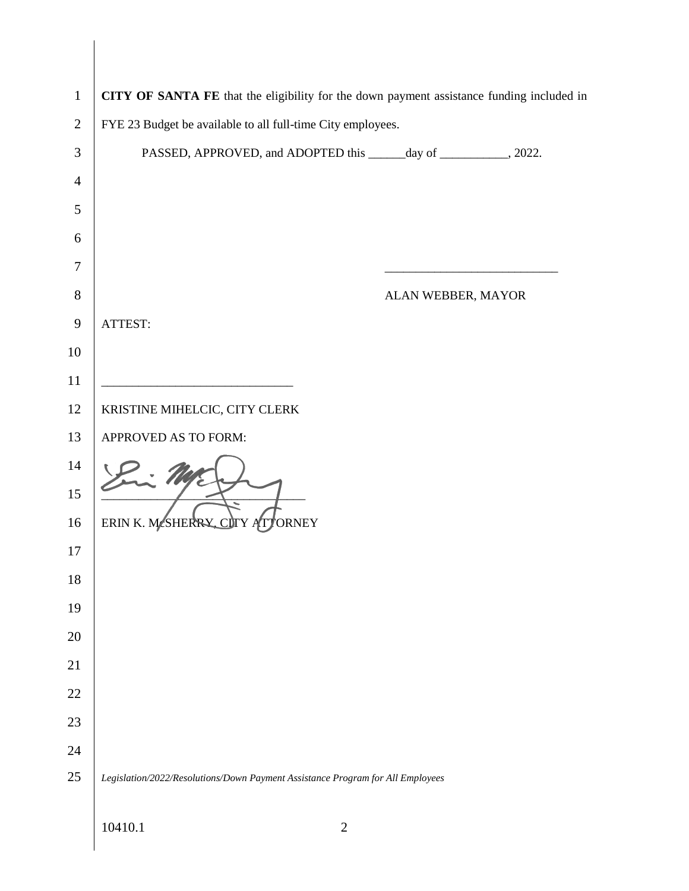**CITY OF SANTA FE** that the eligibility for the down payment assistance funding included in FYE 23 Budget be available to all full-time City employees.

PASSED, APPROVED, and ADOPTED this ______day of ___________, 2022.

____________________________

ALAN WEBBER, MAYOR

ATTEST:

______________________________

KRISTINE MIHELCIC, CITY CLERK

APPROVED AS TO FORM:

______________________________

ERIN K. McSHERRY, CITY ATTORNEY

*Legislation/2022/Resolutions/Down Payment Assistance Program for All Employees*

10410.1